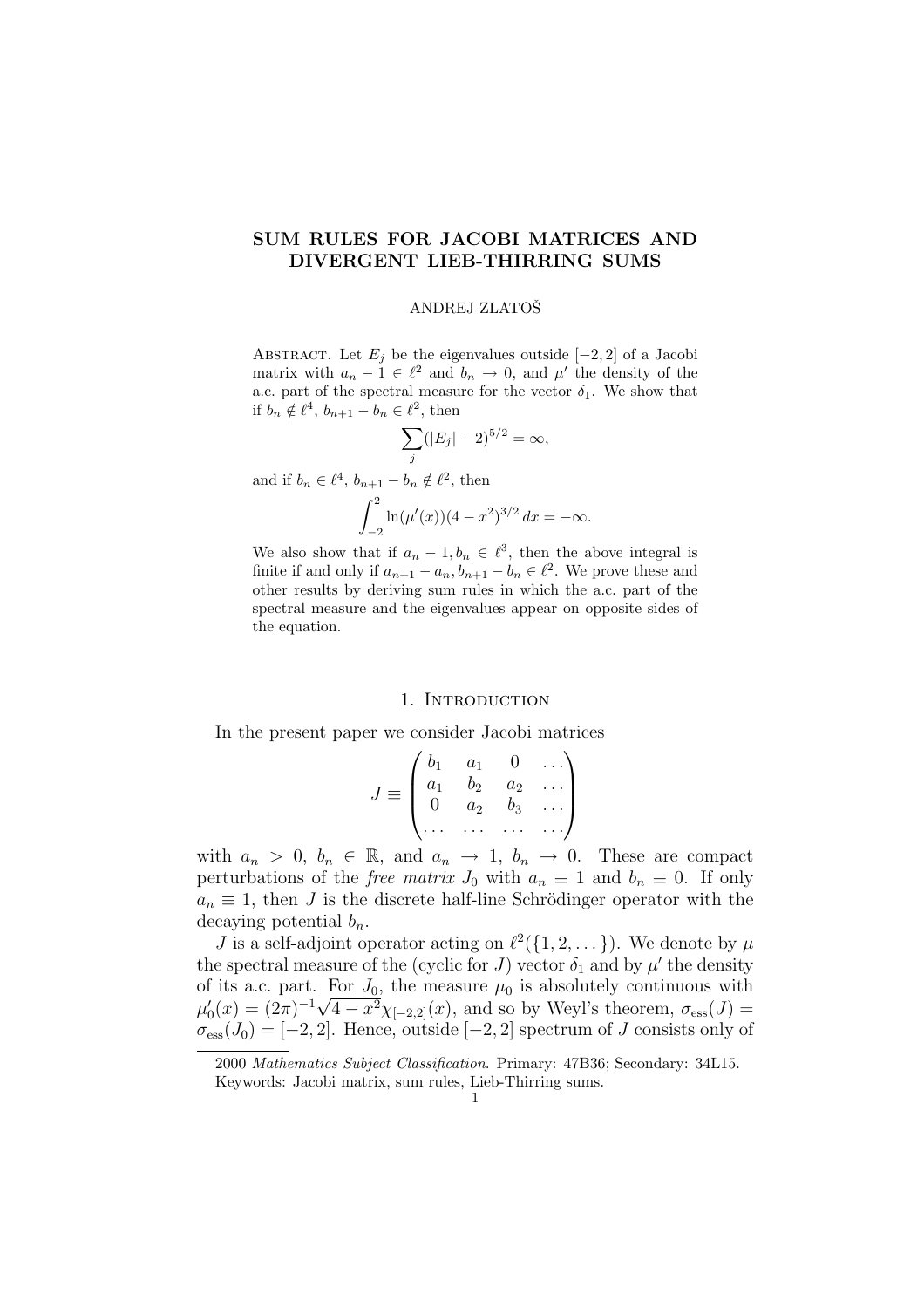# SUM RULES FOR JACOBI MATRICES AND DIVERGENT LIEB-THIRRING SUMS

ANDREJ ZLATOŠ

Abstract. Let $E_j$ be the eigenvalues outside $[-2, 2]$ of a Jacobi matrix with $a_n - 1 \in \ell^2$ and $b_n \to 0$, and $\mu'$ the density of the a.c. part of the spectral measure for the vector $\delta_1$. We show that if $b_n \notin \ell^4$, $b_{n+1} - b_n \in \ell^2$, then

$$\sum_j (|E_j| - 2)^{5/2} = \infty,$$

and if $b_n \in \ell^4$, $b_{n+1} - b_n \notin \ell^2$, then

$$\int_{-2}^{2} \ln(\mu'(x))(4 - x^2)^{3/2}\, dx = -\infty.$$

We also show that if $a_n - 1, b_n \in \ell^3$, then the above integral is finite if and only if $a_{n+1} - a_n, b_{n+1} - b_n \in \ell^2$. We prove these and other results by deriving sum rules in which the a.c. part of the spectral measure and the eigenvalues appear on opposite sides of the equation.

## 1. Introduction

In the present paper we consider Jacobi matrices

$$J \equiv \begin{pmatrix} b_1 & a_1 & 0 & \dots \\ a_1 & b_2 & a_2 & \dots \\ 0 & a_2 & b_3 & \dots \\ \dots & \dots & \dots & \dots \end{pmatrix}$$

with $a_n > 0$, $b_n \in \mathbb{R}$, and $a_n \to 1$, $b_n \to 0$. These are compact perturbations of the *free matrix* $J_0$ with $a_n \equiv 1$ and $b_n \equiv 0$. If only $a_n \equiv 1$, then $J$ is the discrete half-line Schrödinger operator with the decaying potential $b_n$.

$J$ is a self-adjoint operator acting on $\ell^2(\{1, 2, \dots\})$. We denote by $\mu$ the spectral measure of the (cyclic for $J$) vector $\delta_1$ and by $\mu'$ the density of its a.c. part. For $J_0$, the measure $\mu_0$ is absolutely continuous with $\mu_0'(x) = (2\pi)^{-1}\sqrt{4 - x^2}\chi_{[-2,2]}(x)$, and so by Weyl's theorem, $\sigma_{\text{ess}}(J) = \sigma_{\text{ess}}(J_0) = [-2, 2]$. Hence, outside $[-2, 2]$ spectrum of $J$ consists only of

---

2000 *Mathematics Subject Classification*. Primary: 47B36; Secondary: 34L15.

Keywords: Jacobi matrix, sum rules, Lieb-Thirring sums.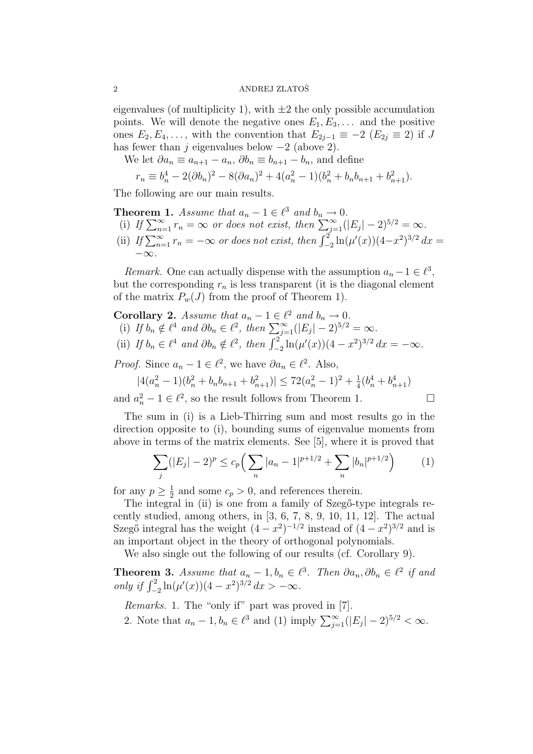eigenvalues (of multiplicity 1), with $\pm 2$ the only possible accumulation points. We will denote the negative ones $E_1, E_3, \dots$ and the positive ones $E_2, E_4, \dots$, with the convention that $E_{2j-1} \equiv -2$ ($E_{2j} \equiv 2$) if $J$ has fewer than $j$ eigenvalues below $-2$ (above 2).

We let $\partial a_n \equiv a_{n+1} - a_n$, $\partial b_n \equiv b_{n+1} - b_n$, and define

$$r_n \equiv b_n^4 - 2(\partial b_n)^2 - 8(\partial a_n)^2 + 4(a_n^2 - 1)(b_n^2 + b_n b_{n+1} + b_{n+1}^2).$$

The following are our main results.

**Theorem 1.** *Assume that $a_n - 1 \in \ell^3$ and $b_n \to 0$.*
(i) *If $\sum_{n=1}^\infty r_n = \infty$ or does not exist, then $\sum_{j=1}^\infty (|E_j| - 2)^{5/2} = \infty$.*
(ii) *If $\sum_{n=1}^\infty r_n = -\infty$ or does not exist, then $\int_{-2}^2 \ln(\mu'(x))(4-x^2)^{3/2}\, dx = -\infty$.*

*Remark.* One can actually dispense with the assumption $a_n - 1 \in \ell^3$, but the corresponding $r_n$ is less transparent (it is the diagonal element of the matrix $P_w(J)$ from the proof of Theorem 1).

**Corollary 2.** *Assume that $a_n - 1 \in \ell^2$ and $b_n \to 0$.*
(i) *If $b_n \notin \ell^4$ and $\partial b_n \in \ell^2$, then $\sum_{j=1}^\infty (|E_j| - 2)^{5/2} = \infty$.*
(ii) *If $b_n \in \ell^4$ and $\partial b_n \notin \ell^2$, then $\int_{-2}^2 \ln(\mu'(x))(4 - x^2)^{3/2}\, dx = -\infty$.*

*Proof.* Since $a_n - 1 \in \ell^2$, we have $\partial a_n \in \ell^2$. Also,

$$|4(a_n^2 - 1)(b_n^2 + b_n b_{n+1} + b_{n+1}^2)| \le 72(a_n^2 - 1)^2 + \tfrac{1}{4}(b_n^4 + b_{n+1}^4)$$

and $a_n^2 - 1 \in \ell^2$, so the result follows from Theorem 1. $\square$

The sum in (i) is a Lieb-Thirring sum and most results go in the direction opposite to (i), bounding sums of eigenvalue moments from above in terms of the matrix elements. See [5], where it is proved that

$$\sum_j (|E_j| - 2)^p \le c_p \Big( \sum_n |a_n - 1|^{p+1/2} + \sum_n |b_n|^{p+1/2} \Big) \qquad (1)$$

for any $p \ge \frac{1}{2}$ and some $c_p > 0$, and references therein.

The integral in (ii) is one from a family of Szegő-type integrals recently studied, among others, in [3, 6, 7, 8, 9, 10, 11, 12]. The actual Szegő integral has the weight $(4 - x^2)^{-1/2}$ instead of $(4 - x^2)^{3/2}$ and is an important object in the theory of orthogonal polynomials.

We also single out the following of our results (cf. Corollary 9).

**Theorem 3.** *Assume that $a_n - 1, b_n \in \ell^3$. Then $\partial a_n, \partial b_n \in \ell^2$ if and only if $\int_{-2}^2 \ln(\mu'(x))(4 - x^2)^{3/2}\, dx > -\infty$.*

*Remarks.* 1. The "only if" part was proved in [7].

2. Note that $a_n - 1, b_n \in \ell^3$ and (1) imply $\sum_{j=1}^\infty (|E_j| - 2)^{5/2} < \infty$.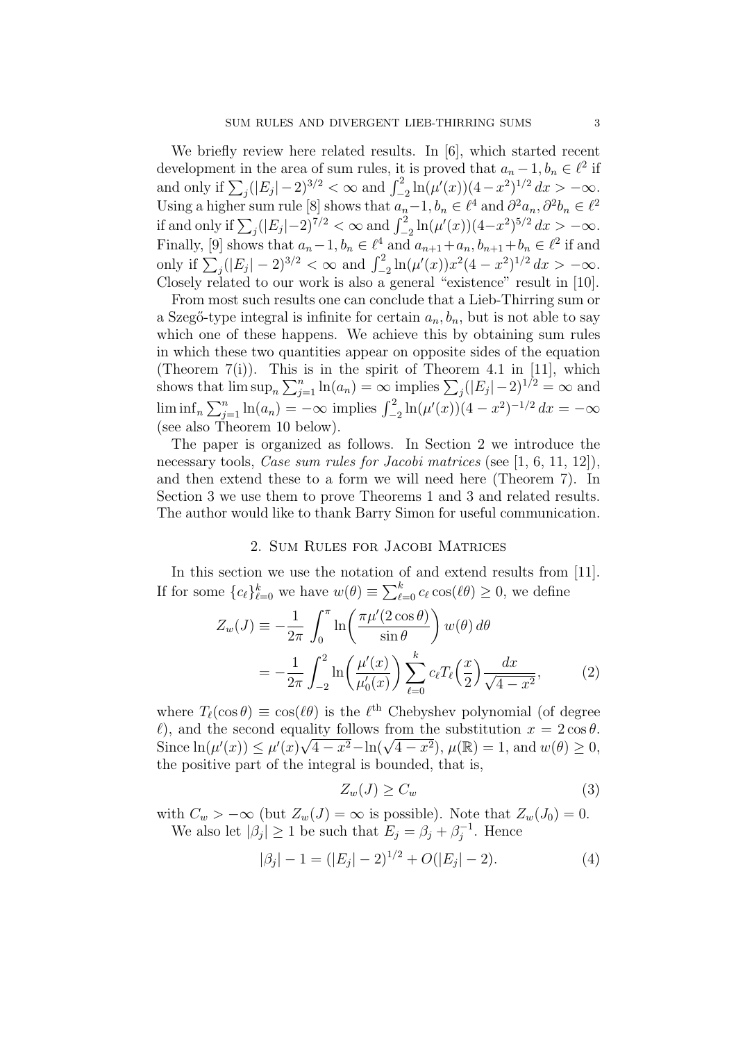We briefly review here related results. In [6], which started recent development in the area of sum rules, it is proved that $a_n - 1, b_n \in \ell^2$ if and only if $\sum_j (|E_j| - 2)^{3/2} < \infty$ and $\int_{-2}^{2} \ln(\mu'(x))(4 - x^2)^{1/2}\, dx > -\infty$. Using a higher sum rule [8] shows that $a_n - 1, b_n \in \ell^4$ and $\partial^2 a_n, \partial^2 b_n \in \ell^2$ if and only if $\sum_j (|E_j| - 2)^{7/2} < \infty$ and $\int_{-2}^{2} \ln(\mu'(x))(4 - x^2)^{5/2}\, dx > -\infty$. Finally, [9] shows that $a_n - 1, b_n \in \ell^4$ and $a_{n+1} + a_n, b_{n+1} + b_n \in \ell^2$ if and only if $\sum_j (|E_j| - 2)^{3/2} < \infty$ and $\int_{-2}^{2} \ln(\mu'(x)) x^2 (4 - x^2)^{1/2}\, dx > -\infty$. Closely related to our work is also a general "existence" result in [10].

From most such results one can conclude that a Lieb-Thirring sum or a Szegő-type integral is infinite for certain $a_n, b_n$, but is not able to say which one of these happens. We achieve this by obtaining sum rules in which these two quantities appear on opposite sides of the equation (Theorem 7(i)). This is in the spirit of Theorem 4.1 in [11], which shows that $\limsup_n \sum_{j=1}^{n} \ln(a_n) = \infty$ implies $\sum_j (|E_j| - 2)^{1/2} = \infty$ and $\liminf_n \sum_{j=1}^{n} \ln(a_n) = -\infty$ implies $\int_{-2}^{2} \ln(\mu'(x))(4 - x^2)^{-1/2}\, dx = -\infty$ (see also Theorem 10 below).

The paper is organized as follows. In Section 2 we introduce the necessary tools, *Case sum rules for Jacobi matrices* (see [1, 6, 11, 12]), and then extend these to a form we will need here (Theorem 7). In Section 3 we use them to prove Theorems 1 and 3 and related results. The author would like to thank Barry Simon for useful communication.

## 2. Sum Rules for Jacobi Matrices

In this section we use the notation of and extend results from [11]. If for some $\{c_\ell\}_{\ell=0}^{k}$ we have $w(\theta) \equiv \sum_{\ell=0}^{k} c_\ell \cos(\ell\theta) \geq 0$, we define

$$Z_w(J) \equiv -\frac{1}{2\pi} \int_0^{\pi} \ln\!\left( \frac{\pi \mu'(2\cos\theta)}{\sin\theta} \right) w(\theta)\, d\theta$$
$$= -\frac{1}{2\pi} \int_{-2}^{2} \ln\!\left( \frac{\mu'(x)}{\mu_0'(x)} \right) \sum_{\ell=0}^{k} c_\ell T_\ell\!\left( \frac{x}{2} \right) \frac{dx}{\sqrt{4 - x^2}}, \tag{2}$$

where $T_\ell(\cos\theta) \equiv \cos(\ell\theta)$ is the $\ell^{\text{th}}$ Chebyshev polynomial (of degree $\ell$), and the second equality follows from the substitution $x = 2\cos\theta$. Since $\ln(\mu'(x)) \leq \mu'(x)\sqrt{4 - x^2} - \ln(\sqrt{4 - x^2})$, $\mu(\mathbb{R}) = 1$, and $w(\theta) \geq 0$, the positive part of the integral is bounded, that is,

$$Z_w(J) \geq C_w \tag{3}$$

with $C_w > -\infty$ (but $Z_w(J) = \infty$ is possible). Note that $Z_w(J_0) = 0$.

We also let $|\beta_j| \geq 1$ be such that $E_j = \beta_j + \beta_j^{-1}$. Hence

$$|\beta_j| - 1 = (|E_j| - 2)^{1/2} + O(|E_j| - 2). \tag{4}$$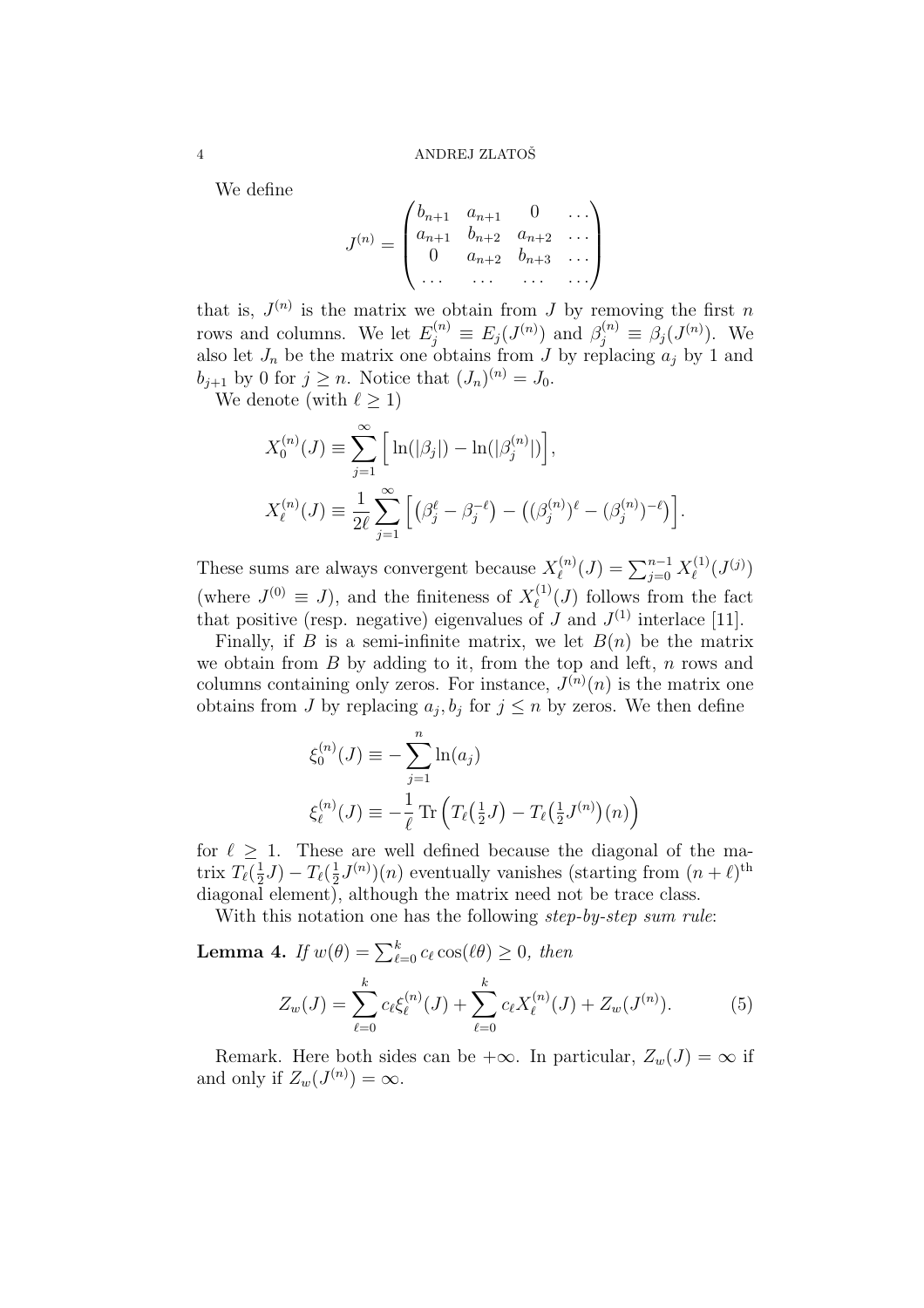We define

$$J^{(n)} = \begin{pmatrix} b_{n+1} & a_{n+1} & 0 & \dots \\ a_{n+1} & b_{n+2} & a_{n+2} & \dots \\ 0 & a_{n+2} & b_{n+3} & \dots \\ \dots & \dots & \dots & \dots \end{pmatrix}$$

that is, $J^{(n)}$ is the matrix we obtain from $J$ by removing the first $n$ rows and columns. We let $E_j^{(n)} \equiv E_j(J^{(n)})$ and $\beta_j^{(n)} \equiv \beta_j(J^{(n)})$. We also let $J_n$ be the matrix one obtains from $J$ by replacing $a_j$ by 1 and $b_{j+1}$ by 0 for $j \geq n$. Notice that $(J_n)^{(n)} = J_0$.

We denote (with $\ell \geq 1$)

$$X_0^{(n)}(J) \equiv \sum_{j=1}^{\infty} \Big[ \ln(|\beta_j|) - \ln(|\beta_j^{(n)}|) \Big],$$

$$X_\ell^{(n)}(J) \equiv \frac{1}{2\ell} \sum_{j=1}^{\infty} \Big[ \big(\beta_j^\ell - \beta_j^{-\ell}\big) - \big((\beta_j^{(n)})^\ell - (\beta_j^{(n)})^{-\ell}\big) \Big].$$

These sums are always convergent because $X_\ell^{(n)}(J) = \sum_{j=0}^{n-1} X_\ell^{(1)}(J^{(j)})$ (where $J^{(0)} \equiv J$), and the finiteness of $X_\ell^{(1)}(J)$ follows from the fact that positive (resp. negative) eigenvalues of $J$ and $J^{(1)}$ interlace [11].

Finally, if $B$ is a semi-infinite matrix, we let $B(n)$ be the matrix we obtain from $B$ by adding to it, from the top and left, $n$ rows and columns containing only zeros. For instance, $J^{(n)}(n)$ is the matrix one obtains from $J$ by replacing $a_j, b_j$ for $j \leq n$ by zeros. We then define

$$\xi_0^{(n)}(J) \equiv - \sum_{j=1}^{n} \ln(a_j)$$

$$\xi_\ell^{(n)}(J) \equiv -\frac{1}{\ell} \operatorname{Tr} \Big( T_\ell\big(\tfrac{1}{2}J\big) - T_\ell\big(\tfrac{1}{2}J^{(n)}\big)(n) \Big)$$

for $\ell \geq 1$. These are well defined because the diagonal of the matrix $T_\ell(\frac{1}{2}J) - T_\ell(\frac{1}{2}J^{(n)})(n)$ eventually vanishes (starting from $(n+\ell)^{\text{th}}$ diagonal element), although the matrix need not be trace class.

With this notation one has the following *step-by-step sum rule*:

**Lemma 4.** *If $w(\theta) = \sum_{\ell=0}^{k} c_\ell \cos(\ell\theta) \geq 0$, then*

$$Z_w(J) = \sum_{\ell=0}^{k} c_\ell \xi_\ell^{(n)}(J) + \sum_{\ell=0}^{k} c_\ell X_\ell^{(n)}(J) + Z_w(J^{(n)}). \tag{5}$$

Remark. Here both sides can be $+\infty$. In particular, $Z_w(J) = \infty$ if and only if $Z_w(J^{(n)}) = \infty$.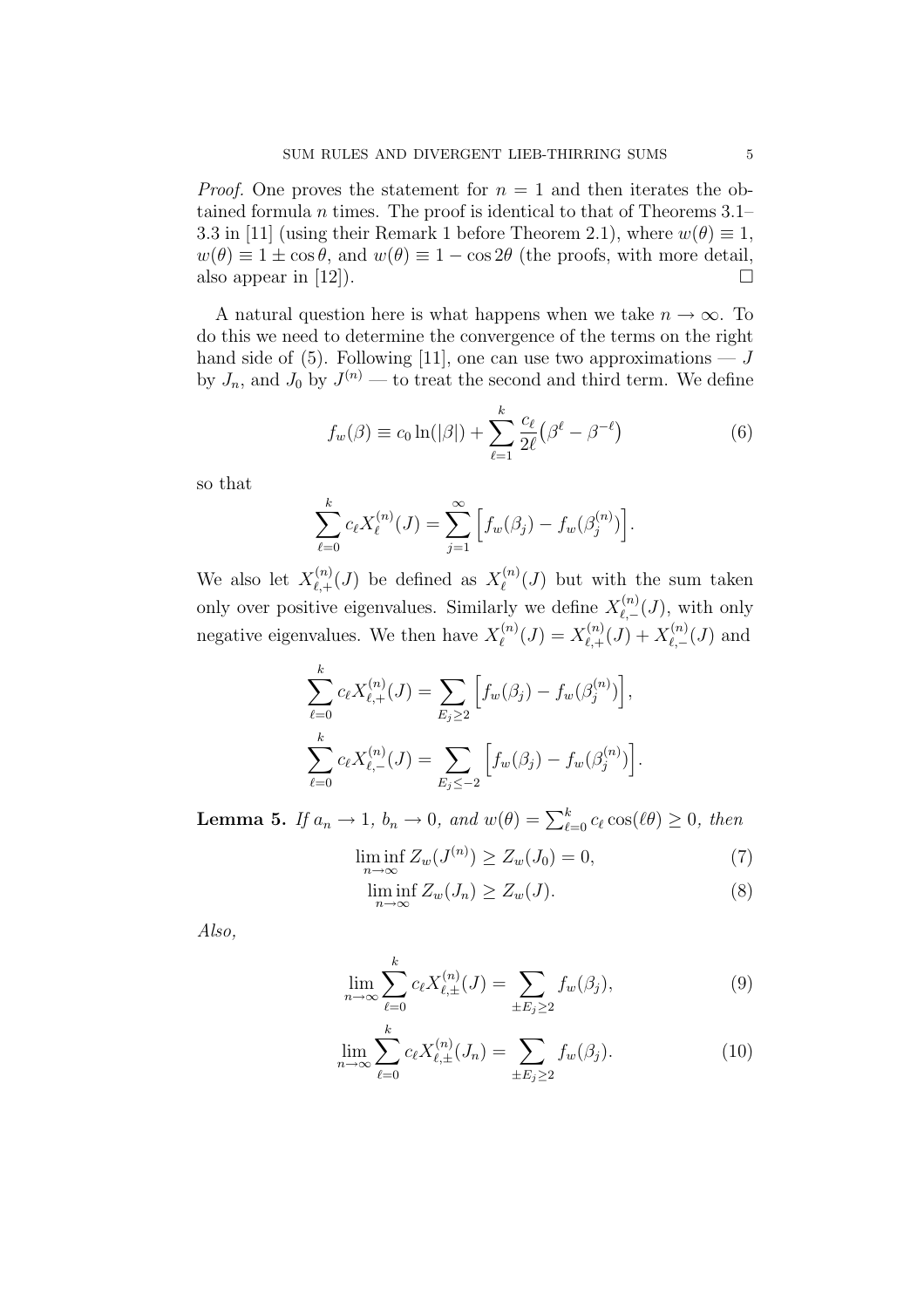*Proof.* One proves the statement for $n = 1$ and then iterates the obtained formula $n$ times. The proof is identical to that of Theorems 3.1–3.3 in [11] (using their Remark 1 before Theorem 2.1), where $w(\theta) \equiv 1$, $w(\theta) \equiv 1 \pm \cos\theta$, and $w(\theta) \equiv 1 - \cos 2\theta$ (the proofs, with more detail, also appear in [12]). $\square$

A natural question here is what happens when we take $n \to \infty$. To do this we need to determine the convergence of the terms on the right hand side of (5). Following [11], one can use two approximations — $J$ by $J_n$, and $J_0$ by $J^{(n)}$ — to treat the second and third term. We define

$$f_w(\beta) \equiv c_0 \ln(|\beta|) + \sum_{\ell=1}^{k} \frac{c_\ell}{2\ell}\big(\beta^\ell - \beta^{-\ell}\big) \tag{6}$$

so that

$$\sum_{\ell=0}^{k} c_\ell X_\ell^{(n)}(J) = \sum_{j=1}^{\infty} \Big[ f_w(\beta_j) - f_w(\beta_j^{(n)}) \Big].$$

We also let $X_{\ell,+}^{(n)}(J)$ be defined as $X_\ell^{(n)}(J)$ but with the sum taken only over positive eigenvalues. Similarly we define $X_{\ell,-}^{(n)}(J)$, with only negative eigenvalues. We then have $X_\ell^{(n)}(J) = X_{\ell,+}^{(n)}(J) + X_{\ell,-}^{(n)}(J)$ and

$$\sum_{\ell=0}^{k} c_\ell X_{\ell,+}^{(n)}(J) = \sum_{E_j \geq 2} \Big[ f_w(\beta_j) - f_w(\beta_j^{(n)}) \Big],$$

$$\sum_{\ell=0}^{k} c_\ell X_{\ell,-}^{(n)}(J) = \sum_{E_j \leq -2} \Big[ f_w(\beta_j) - f_w(\beta_j^{(n)}) \Big].$$

**Lemma 5.** *If $a_n \to 1$, $b_n \to 0$, and $w(\theta) = \sum_{\ell=0}^{k} c_\ell \cos(\ell\theta) \geq 0$, then*

$$\liminf_{n\to\infty} Z_w(J^{(n)}) \geq Z_w(J_0) = 0, \tag{7}$$

$$\liminf_{n\to\infty} Z_w(J_n) \geq Z_w(J). \tag{8}$$

*Also,*

$$\lim_{n\to\infty} \sum_{\ell=0}^{k} c_\ell X_{\ell,\pm}^{(n)}(J) = \sum_{\pm E_j \geq 2} f_w(\beta_j), \tag{9}$$

$$\lim_{n\to\infty} \sum_{\ell=0}^{k} c_\ell X_{\ell,\pm}^{(n)}(J_n) = \sum_{\pm E_j \geq 2} f_w(\beta_j). \tag{10}$$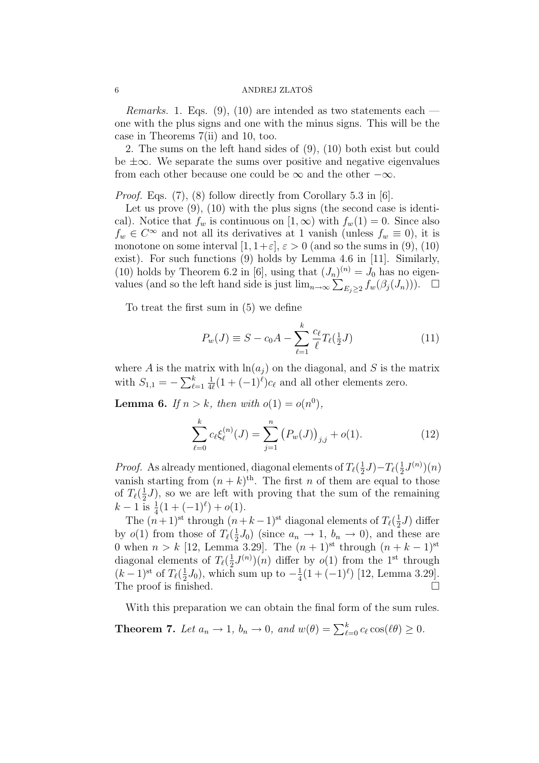*Remarks.* 1. Eqs. (9), (10) are intended as two statements each — one with the plus signs and one with the minus signs. This will be the case in Theorems 7(ii) and 10, too.

2. The sums on the left hand sides of (9), (10) both exist but could be $\pm\infty$. We separate the sums over positive and negative eigenvalues from each other because one could be $\infty$ and the other $-\infty$.

*Proof.* Eqs. (7), (8) follow directly from Corollary 5.3 in [6].

Let us prove (9), (10) with the plus signs (the second case is identical). Notice that $f_w$ is continuous on $[1,\infty)$ with $f_w(1)=0$. Since also $f_w \in C^\infty$ and not all its derivatives at 1 vanish (unless $f_w \equiv 0$), it is monotone on some interval $[1,1+\varepsilon]$, $\varepsilon>0$ (and so the sums in (9), (10) exist). For such functions (9) holds by Lemma 4.6 in [11]. Similarly, (10) holds by Theorem 6.2 in [6], using that $(J_n)^{(n)} = J_0$ has no eigenvalues (and so the left hand side is just $\lim_{n\to\infty}\sum_{E_j\ge 2} f_w(\beta_j(J_n))$). $\square$

To treat the first sum in (5) we define

$$P_w(J) \equiv S - c_0 A - \sum_{\ell=1}^{k} \frac{c_\ell}{\ell} T_\ell(\tfrac{1}{2}J) \tag{11}$$

where $A$ is the matrix with $\ln(a_j)$ on the diagonal, and $S$ is the matrix with $S_{1,1} = -\sum_{\ell=1}^{k}\frac{1}{4\ell}(1+(-1)^\ell)c_\ell$ and all other elements zero.

**Lemma 6.** *If $n>k$, then with $o(1)=o(n^0)$,*

$$\sum_{\ell=0}^{k} c_\ell \xi_\ell^{(n)}(J) = \sum_{j=1}^{n} \big(P_w(J)\big)_{j,j} + o(1). \tag{12}$$

*Proof.* As already mentioned, diagonal elements of $T_\ell(\frac{1}{2}J) - T_\ell(\frac{1}{2}J^{(n)})(n)$ vanish starting from $(n+k)^{\text{th}}$. The first $n$ of them are equal to those of $T_\ell(\frac{1}{2}J)$, so we are left with proving that the sum of the remaining $k-1$ is $\frac{1}{4}(1+(-1)^\ell)+o(1)$.

The $(n+1)^{\text{st}}$ through $(n+k-1)^{\text{st}}$ diagonal elements of $T_\ell(\frac{1}{2}J)$ differ by $o(1)$ from those of $T_\ell(\frac{1}{2}J_0)$ (since $a_n\to 1$, $b_n\to 0$), and these are 0 when $n>k$ [12, Lemma 3.29]. The $(n+1)^{\text{st}}$ through $(n+k-1)^{\text{st}}$ diagonal elements of $T_\ell(\frac{1}{2}J^{(n)})(n)$ differ by $o(1)$ from the $1^{\text{st}}$ through $(k-1)^{\text{st}}$ of $T_\ell(\frac{1}{2}J_0)$, which sum up to $-\frac{1}{4}(1+(-1)^\ell)$ [12, Lemma 3.29]. The proof is finished. $\square$

With this preparation we can obtain the final form of the sum rules.

**Theorem 7.** *Let $a_n \to 1$, $b_n \to 0$, and $w(\theta) = \sum_{\ell=0}^{k} c_\ell \cos(\ell\theta) \ge 0$.*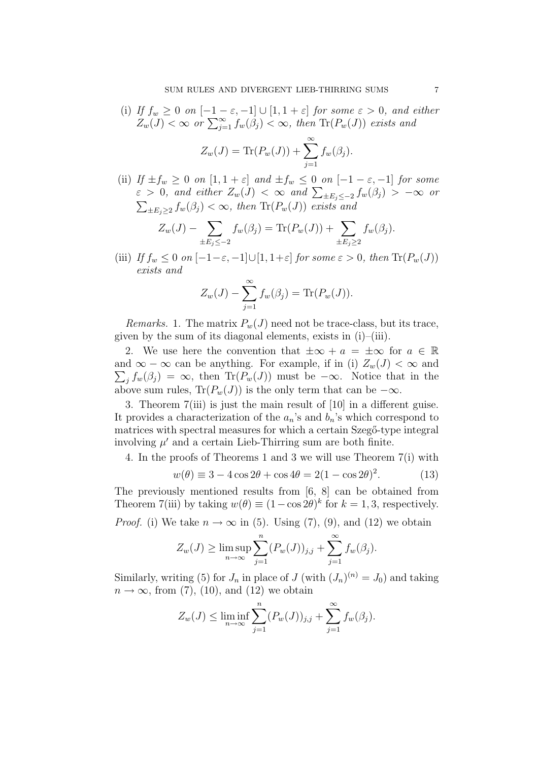(i) *If* $f_w \geq 0$ *on* $[-1-\varepsilon,-1] \cup [1,1+\varepsilon]$ *for some* $\varepsilon > 0$*, and either* $Z_w(J) < \infty$ *or* $\sum_{j=1}^{\infty} f_w(\beta_j) < \infty$*, then* $\mathrm{Tr}(P_w(J))$ *exists and*

$$Z_w(J) = \mathrm{Tr}(P_w(J)) + \sum_{j=1}^{\infty} f_w(\beta_j).$$

(ii) *If* $\pm f_w \geq 0$ *on* $[1,1+\varepsilon]$ *and* $\pm f_w \leq 0$ *on* $[-1-\varepsilon,-1]$ *for some* $\varepsilon > 0$*, and either* $Z_w(J) < \infty$ *and* $\sum_{\pm E_j \leq -2} f_w(\beta_j) > -\infty$ *or* $\sum_{\pm E_j \geq 2} f_w(\beta_j) < \infty$*, then* $\mathrm{Tr}(P_w(J))$ *exists and*

$$Z_w(J) - \sum_{\pm E_j \leq -2} f_w(\beta_j) = \mathrm{Tr}(P_w(J)) + \sum_{\pm E_j \geq 2} f_w(\beta_j).$$

(iii) *If* $f_w \leq 0$ *on* $[-1-\varepsilon,-1] \cup [1,1+\varepsilon]$ *for some* $\varepsilon > 0$*, then* $\mathrm{Tr}(P_w(J))$ *exists and*

$$Z_w(J) - \sum_{j=1}^{\infty} f_w(\beta_j) = \mathrm{Tr}(P_w(J)).$$

*Remarks.* 1. The matrix $P_w(J)$ need not be trace-class, but its trace, given by the sum of its diagonal elements, exists in (i)–(iii).

2. We use here the convention that $\pm\infty + a = \pm\infty$ for $a \in \mathbb{R}$ and $\infty - \infty$ can be anything. For example, if in (i) $Z_w(J) < \infty$ and $\sum_j f_w(\beta_j) = \infty$, then $\mathrm{Tr}(P_w(J))$ must be $-\infty$. Notice that in the above sum rules, $\mathrm{Tr}(P_w(J))$ is the only term that can be $-\infty$.

3. Theorem 7(iii) is just the main result of [10] in a different guise. It provides a characterization of the $a_n$'s and $b_n$'s which correspond to matrices with spectral measures for which a certain Szegő-type integral involving $\mu'$ and a certain Lieb-Thirring sum are both finite.

4. In the proofs of Theorems 1 and 3 we will use Theorem 7(i) with

$$w(\theta) \equiv 3 - 4\cos 2\theta + \cos 4\theta = 2(1-\cos 2\theta)^2. \tag{13}$$

The previously mentioned results from [6, 8] can be obtained from Theorem 7(iii) by taking $w(\theta) \equiv (1-\cos 2\theta)^k$ for $k = 1, 3$, respectively.

*Proof.* (i) We take $n \to \infty$ in (5). Using (7), (9), and (12) we obtain

$$Z_w(J) \geq \limsup_{n\to\infty} \sum_{j=1}^{n} (P_w(J))_{j,j} + \sum_{j=1}^{\infty} f_w(\beta_j).$$

Similarly, writing (5) for $J_n$ in place of $J$ (with $(J_n)^{(n)} = J_0$) and taking $n \to \infty$, from (7), (10), and (12) we obtain

$$Z_w(J) \leq \liminf_{n\to\infty} \sum_{j=1}^{n} (P_w(J))_{j,j} + \sum_{j=1}^{\infty} f_w(\beta_j).$$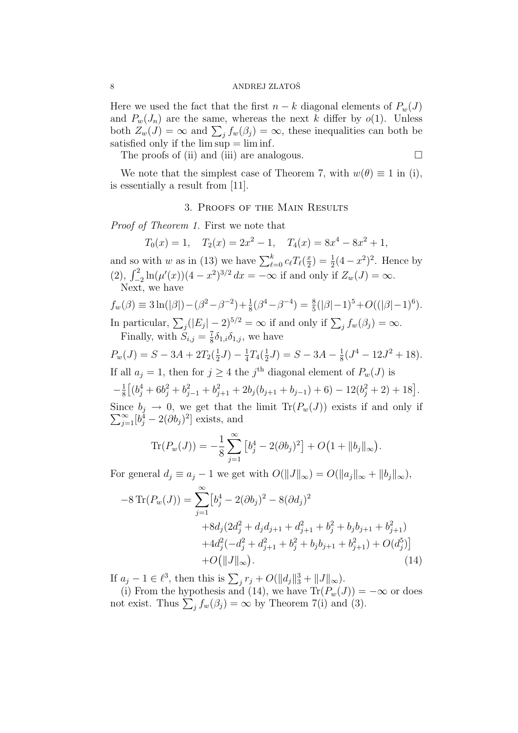Here we used the fact that the first $n-k$ diagonal elements of $P_w(J)$ and $P_w(J_n)$ are the same, whereas the next $k$ differ by $o(1)$. Unless both $Z_w(J) = \infty$ and $\sum_j f_w(\beta_j) = \infty$, these inequalities can both be satisfied only if the $\limsup = \liminf$.

The proofs of (ii) and (iii) are analogous. $\square$

We note that the simplest case of Theorem 7, with $w(\theta) \equiv 1$ in (i), is essentially a result from [11].

## 3. Proofs of the Main Results

*Proof of Theorem 1.* First we note that

$$T_0(x) = 1, \quad T_2(x) = 2x^2 - 1, \quad T_4(x) = 8x^4 - 8x^2 + 1,$$

and so with $w$ as in (13) we have $\sum_{\ell=0}^{k} c_\ell T_\ell(\frac{x}{2}) = \frac{1}{2}(4-x^2)^2$. Hence by (2), $\int_{-2}^{2} \ln(\mu'(x))(4-x^2)^{3/2}\, dx = -\infty$ if and only if $Z_w(J) = \infty$.

Next, we have

$$f_w(\beta) \equiv 3\ln(|\beta|) - (\beta^2 - \beta^{-2}) + \tfrac{1}{8}(\beta^4 - \beta^{-4}) = \tfrac{8}{5}(|\beta|-1)^5 + O((|\beta|-1)^6).$$

In particular, $\sum_j (|E_j|-2)^{5/2} = \infty$ if and only if $\sum_j f_w(\beta_j) = \infty$.

Finally, with $S_{i,j} = \frac{7}{8}\delta_{1,i}\delta_{1,j}$, we have

$$P_w(J) = S - 3A + 2T_2(\tfrac{1}{2}J) - \tfrac{1}{4}T_4(\tfrac{1}{2}J) = S - 3A - \tfrac{1}{8}(J^4 - 12J^2 + 18).$$

If all $a_j = 1$, then for $j \ge 4$ the $j^{\text{th}}$ diagonal element of $P_w(J)$ is

$$-\tfrac{1}{8}\big[(b_j^4 + 6b_j^2 + b_{j-1}^2 + b_{j+1}^2 + 2b_j(b_{j+1} + b_{j-1}) + 6) - 12(b_j^2 + 2) + 18\big].$$

Since $b_j \to 0$, we get that the limit $\operatorname{Tr}(P_w(J))$ exists if and only if $\sum_{j=1}^{\infty}[b_j^4 - 2(\partial b_j)^2]$ exists, and

$$\operatorname{Tr}(P_w(J)) = -\frac{1}{8}\sum_{j=1}^{\infty}\big[b_j^4 - 2(\partial b_j)^2\big] + O\big(1 + \|b_j\|_\infty\big).$$

For general $d_j \equiv a_j - 1$ we get with $O(\|J\|_\infty) = O(\|a_j\|_\infty + \|b_j\|_\infty)$,

$$\begin{aligned}
-8\operatorname{Tr}(P_w(J)) = \sum_{j=1}^{\infty}\big[&b_j^4 - 2(\partial b_j)^2 - 8(\partial d_j)^2 \\
&+ 8d_j(2d_j^2 + d_jd_{j+1} + d_{j+1}^2 + b_j^2 + b_jb_{j+1} + b_{j+1}^2) \\
&+ 4d_j^2(-d_j^2 + d_{j+1}^2 + b_j^2 + b_jb_{j+1} + b_{j+1}^2) + O(d_j^5)\big] \\
&+ O\big(\|J\|_\infty\big). \qquad (14)
\end{aligned}$$

If $a_j - 1 \in \ell^3$, then this is $\sum_j r_j + O(\|d_j\|_3^3 + \|J\|_\infty)$.

(i) From the hypothesis and (14), we have $\operatorname{Tr}(P_w(J)) = -\infty$ or does not exist. Thus $\sum_j f_w(\beta_j) = \infty$ by Theorem 7(i) and (3).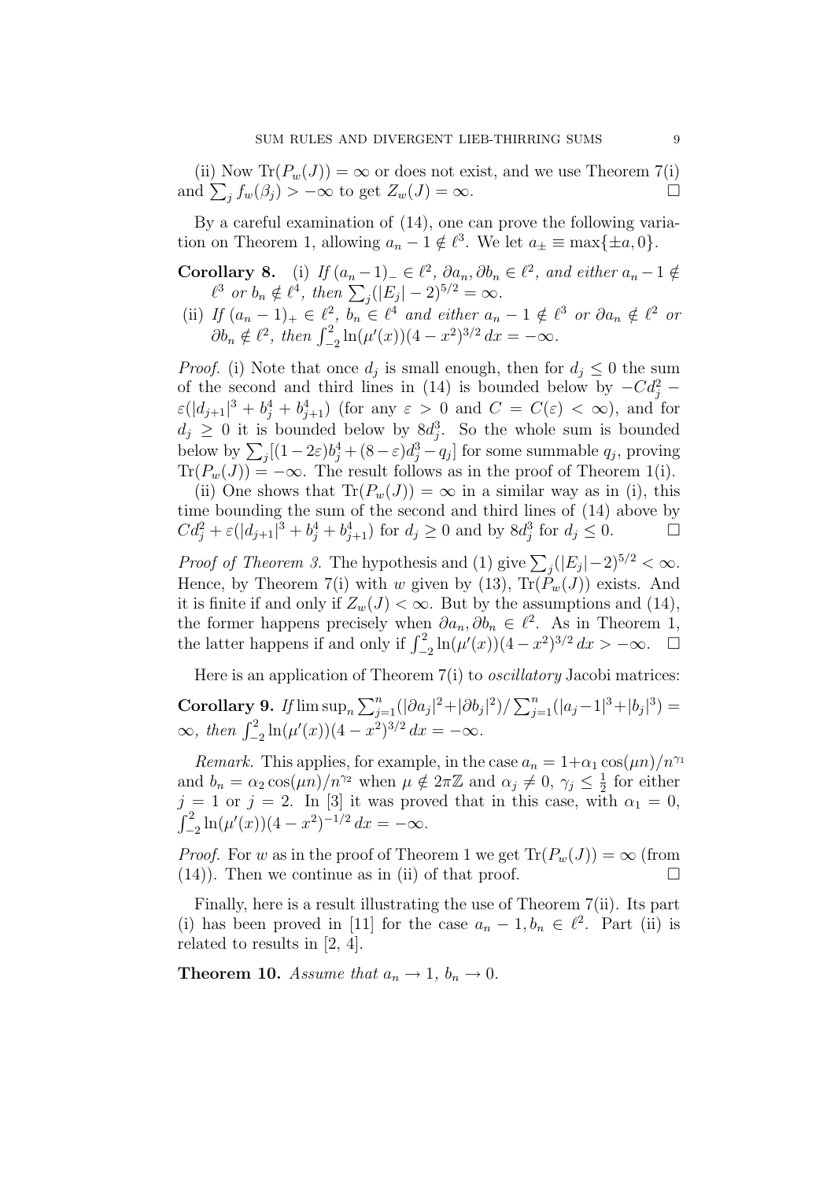(ii) Now $\mathrm{Tr}(P_w(J)) = \infty$ or does not exist, and we use Theorem 7(i) and $\sum_j f_w(\beta_j) > -\infty$ to get $Z_w(J) = \infty$. $\square$

By a careful examination of (14), one can prove the following variation on Theorem 1, allowing $a_n - 1 \notin \ell^3$. We let $a_\pm \equiv \max\{\pm a, 0\}$.

**Corollary 8.** (i) *If $(a_n - 1)_- \in \ell^2$, $\partial a_n, \partial b_n \in \ell^2$, and either $a_n - 1 \notin \ell^3$ or $b_n \notin \ell^4$, then $\sum_j (|E_j| - 2)^{5/2} = \infty$.*

(ii) *If $(a_n - 1)_+ \in \ell^2$, $b_n \in \ell^4$ and either $a_n - 1 \notin \ell^3$ or $\partial a_n \notin \ell^2$ or $\partial b_n \notin \ell^2$, then $\int_{-2}^{2} \ln(\mu'(x))(4 - x^2)^{3/2}\, dx = -\infty$.*

*Proof.* (i) Note that once $d_j$ is small enough, then for $d_j \leq 0$ the sum of the second and third lines in (14) is bounded below by $-Cd_j^2 - \varepsilon(|d_{j+1}|^3 + b_j^4 + b_{j+1}^4)$ (for any $\varepsilon > 0$ and $C = C(\varepsilon) < \infty$), and for $d_j \geq 0$ it is bounded below by $8d_j^3$. So the whole sum is bounded below by $\sum_j [(1 - 2\varepsilon)b_j^4 + (8 - \varepsilon)d_j^3 - q_j]$ for some summable $q_j$, proving $\mathrm{Tr}(P_w(J)) = -\infty$. The result follows as in the proof of Theorem 1(i).

(ii) One shows that $\mathrm{Tr}(P_w(J)) = \infty$ in a similar way as in (i), this time bounding the sum of the second and third lines of (14) above by $Cd_j^2 + \varepsilon(|d_{j+1}|^3 + b_j^4 + b_{j+1}^4)$ for $d_j \geq 0$ and by $8d_j^3$ for $d_j \leq 0$. $\square$

*Proof of Theorem 3.* The hypothesis and (1) give $\sum_j (|E_j| - 2)^{5/2} < \infty$. Hence, by Theorem 7(i) with $w$ given by (13), $\mathrm{Tr}(P_w(J))$ exists. And it is finite if and only if $Z_w(J) < \infty$. But by the assumptions and (14), the former happens precisely when $\partial a_n, \partial b_n \in \ell^2$. As in Theorem 1, the latter happens if and only if $\int_{-2}^{2} \ln(\mu'(x))(4 - x^2)^{3/2}\, dx > -\infty$. $\square$

Here is an application of Theorem 7(i) to *oscillatory* Jacobi matrices:

**Corollary 9.** *If $\limsup_n \sum_{j=1}^{n} (|\partial a_j|^2 + |\partial b_j|^2) / \sum_{j=1}^{n} (|a_j - 1|^3 + |b_j|^3) = \infty$, then $\int_{-2}^{2} \ln(\mu'(x))(4 - x^2)^{3/2}\, dx = -\infty$.*

*Remark.* This applies, for example, in the case $a_n = 1 + \alpha_1 \cos(\mu n)/n^{\gamma_1}$ and $b_n = \alpha_2 \cos(\mu n)/n^{\gamma_2}$ when $\mu \notin 2\pi\mathbb{Z}$ and $\alpha_j \neq 0$, $\gamma_j \leq \frac{1}{2}$ for either $j = 1$ or $j = 2$. In [3] it was proved that in this case, with $\alpha_1 = 0$, $\int_{-2}^{2} \ln(\mu'(x))(4 - x^2)^{-1/2}\, dx = -\infty$.

*Proof.* For $w$ as in the proof of Theorem 1 we get $\mathrm{Tr}(P_w(J)) = \infty$ (from (14)). Then we continue as in (ii) of that proof. $\square$

Finally, here is a result illustrating the use of Theorem 7(ii). Its part (i) has been proved in [11] for the case $a_n - 1, b_n \in \ell^2$. Part (ii) is related to results in [2, 4].

**Theorem 10.** *Assume that $a_n \to 1$, $b_n \to 0$.*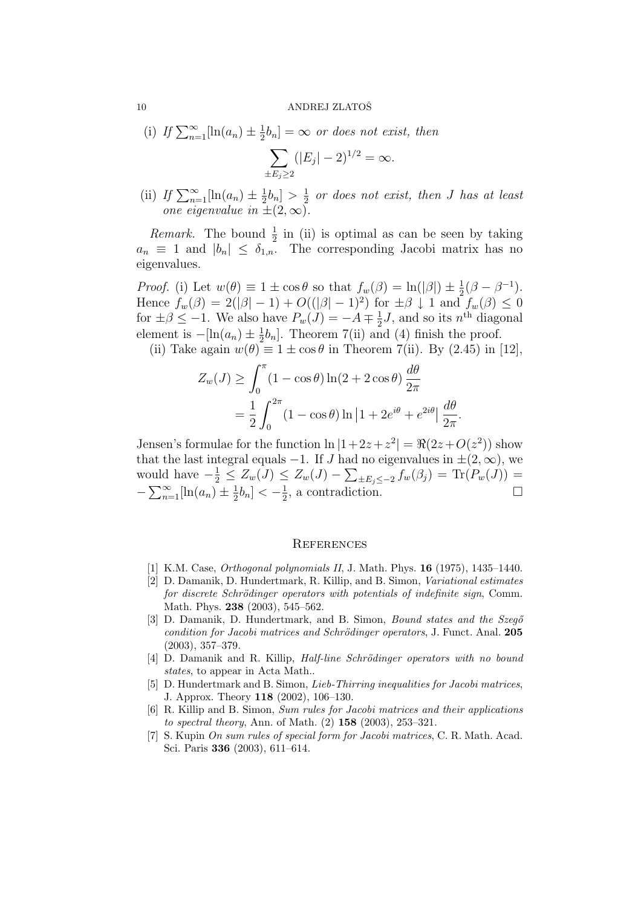(i) *If* $\sum_{n=1}^{\infty}[\ln(a_n) \pm \frac{1}{2}b_n] = \infty$ *or does not exist, then*

$$\sum_{\pm E_j \geq 2} (|E_j| - 2)^{1/2} = \infty.$$

(ii) *If* $\sum_{n=1}^{\infty}[\ln(a_n) \pm \frac{1}{2}b_n] > \frac{1}{2}$ *or does not exist, then* $J$ *has at least one eigenvalue in* $\pm(2, \infty)$.

*Remark.* The bound $\frac{1}{2}$ in (ii) is optimal as can be seen by taking $a_n \equiv 1$ and $|b_n| \leq \delta_{1,n}$. The corresponding Jacobi matrix has no eigenvalues.

*Proof.* (i) Let $w(\theta) \equiv 1 \pm \cos\theta$ so that $f_w(\beta) = \ln(|\beta|) \pm \frac{1}{2}(\beta - \beta^{-1})$. Hence $f_w(\beta) = 2(|\beta| - 1) + O((|\beta| - 1)^2)$ for $\pm\beta \downarrow 1$ and $f_w(\beta) \leq 0$ for $\pm\beta \leq -1$. We also have $P_w(J) = -A \mp \frac{1}{2}J$, and so its $n^{\text{th}}$ diagonal element is $-[\ln(a_n) \pm \frac{1}{2}b_n]$. Theorem 7(ii) and (4) finish the proof.

(ii) Take again $w(\theta) \equiv 1 \pm \cos\theta$ in Theorem 7(ii). By (2.45) in [12],

$$\begin{aligned} Z_w(J) &\geq \int_0^{\pi} (1 - \cos\theta) \ln(2 + 2\cos\theta) \, \frac{d\theta}{2\pi} \\ &= \frac{1}{2} \int_0^{2\pi} (1 - \cos\theta) \ln\left|1 + 2e^{i\theta} + e^{2i\theta}\right| \frac{d\theta}{2\pi}. \end{aligned}$$

Jensen's formulae for the function $\ln|1+2z+z^2| = \Re(2z + O(z^2))$ show that the last integral equals $-1$. If $J$ had no eigenvalues in $\pm(2, \infty)$, we would have $-\frac{1}{2} \leq Z_w(J) \leq Z_w(J) - \sum_{\pm E_j \leq -2} f_w(\beta_j) = \text{Tr}(P_w(J)) = -\sum_{n=1}^{\infty}[\ln(a_n) \pm \frac{1}{2}b_n] < -\frac{1}{2}$, a contradiction. $\square$

## References

[1] K.M. Case, *Orthogonal polynomials II*, J. Math. Phys. **16** (1975), 1435–1440.

[2] D. Damanik, D. Hundertmark, R. Killip, and B. Simon, *Variational estimates for discrete Schrödinger operators with potentials of indefinite sign*, Comm. Math. Phys. **238** (2003), 545–562.

[3] D. Damanik, D. Hundertmark, and B. Simon, *Bound states and the Szegő condition for Jacobi matrices and Schrödinger operators*, J. Funct. Anal. **205** (2003), 357–379.

[4] D. Damanik and R. Killip, *Half-line Schrödinger operators with no bound states*, to appear in Acta Math..

[5] D. Hundertmark and B. Simon, *Lieb-Thirring inequalities for Jacobi matrices*, J. Approx. Theory **118** (2002), 106–130.

[6] R. Killip and B. Simon, *Sum rules for Jacobi matrices and their applications to spectral theory*, Ann. of Math. (2) **158** (2003), 253–321.

[7] S. Kupin *On sum rules of special form for Jacobi matrices*, C. R. Math. Acad. Sci. Paris **336** (2003), 611–614.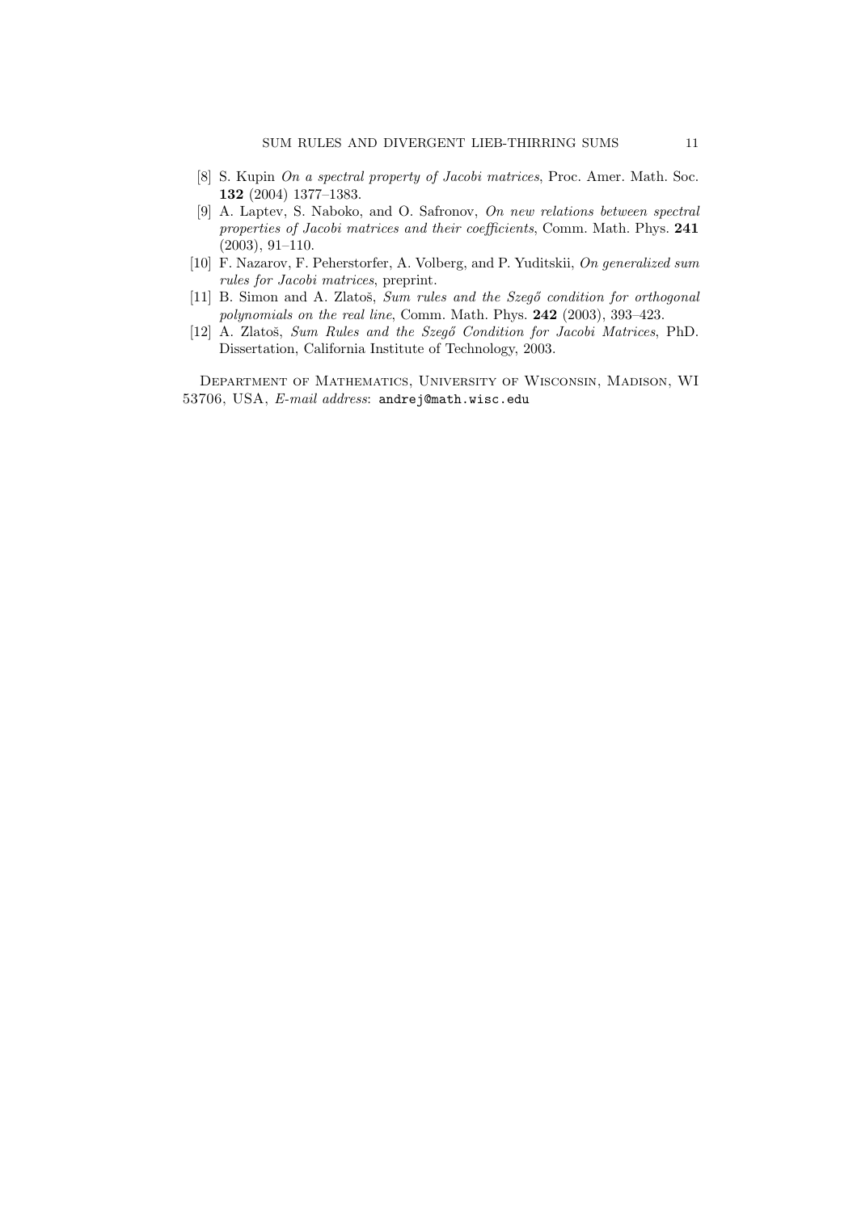[8] S. Kupin *On a spectral property of Jacobi matrices*, Proc. Amer. Math. Soc. **132** (2004) 1377–1383.

[9] A. Laptev, S. Naboko, and O. Safronov, *On new relations between spectral properties of Jacobi matrices and their coefficients*, Comm. Math. Phys. **241** (2003), 91–110.

[10] F. Nazarov, F. Peherstorfer, A. Volberg, and P. Yuditskii, *On generalized sum rules for Jacobi matrices*, preprint.

[11] B. Simon and A. Zlatoš, *Sum rules and the Szegő condition for orthogonal polynomials on the real line*, Comm. Math. Phys. **242** (2003), 393–423.

[12] A. Zlatoš, *Sum Rules and the Szegő Condition for Jacobi Matrices*, PhD. Dissertation, California Institute of Technology, 2003.

Department of Mathematics, University of Wisconsin, Madison, WI 53706, USA, *E-mail address*: `andrej@math.wisc.edu`